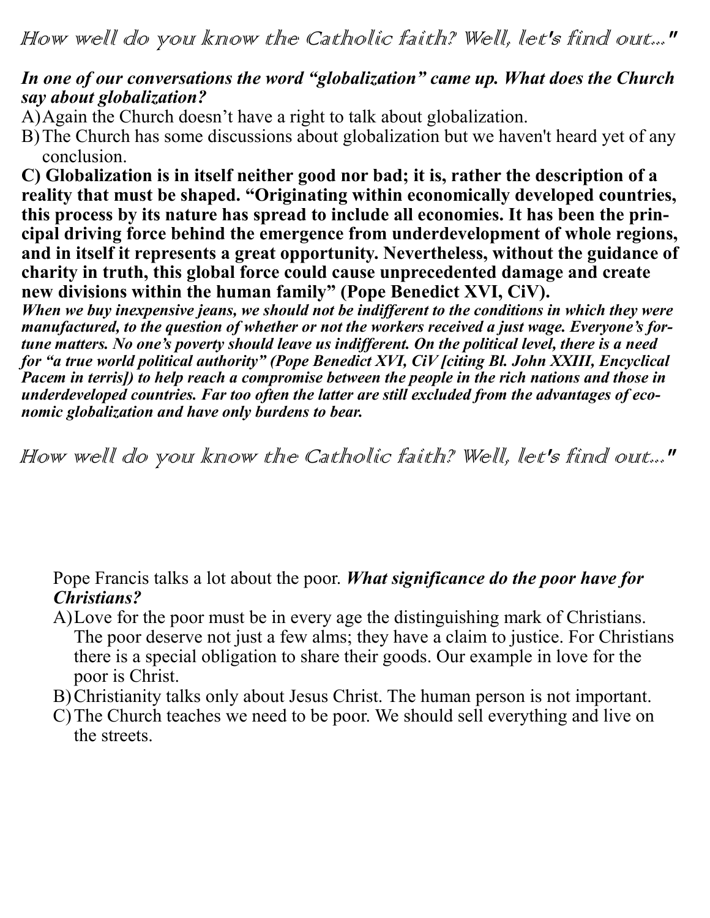*How well do you know the Catholic faith? Well, let's find out..."*

***In one of our conversations the word "globalization" came up. What does the Church say about globalization?***

A) Again the Church doesn't have a right to talk about globalization.

B) The Church has some discussions about globalization but we haven't heard yet of any conclusion.

**C) Globalization is in itself neither good nor bad; it is, rather the description of a reality that must be shaped. "Originating within economically developed countries, this process by its nature has spread to include all economies. It has been the principal driving force behind the emergence from underdevelopment of whole regions, and in itself it represents a great opportunity. Nevertheless, without the guidance of charity in truth, this global force could cause unprecedented damage and create new divisions within the human family" (Pope Benedict XVI, CiV).**

***When we buy inexpensive jeans, we should not be indifferent to the conditions in which they were manufactured, to the question of whether or not the workers received a just wage. Everyone's fortune matters. No one's poverty should leave us indifferent. On the political level, there is a need for "a true world political authority" (Pope Benedict XVI, CiV [citing Bl. John XXIII, Encyclical Pacem in terris]) to help reach a compromise between the people in the rich nations and those in underdeveloped countries. Far too often the latter are still excluded from the advantages of economic globalization and have only burdens to bear.***

*How well do you know the Catholic faith? Well, let's find out..."*

Pope Francis talks a lot about the poor. ***What significance do the poor have for Christians?***

A) Love for the poor must be in every age the distinguishing mark of Christians. The poor deserve not just a few alms; they have a claim to justice. For Christians there is a special obligation to share their goods. Our example in love for the poor is Christ.

B) Christianity talks only about Jesus Christ. The human person is not important.

C) The Church teaches we need to be poor. We should sell everything and live on the streets.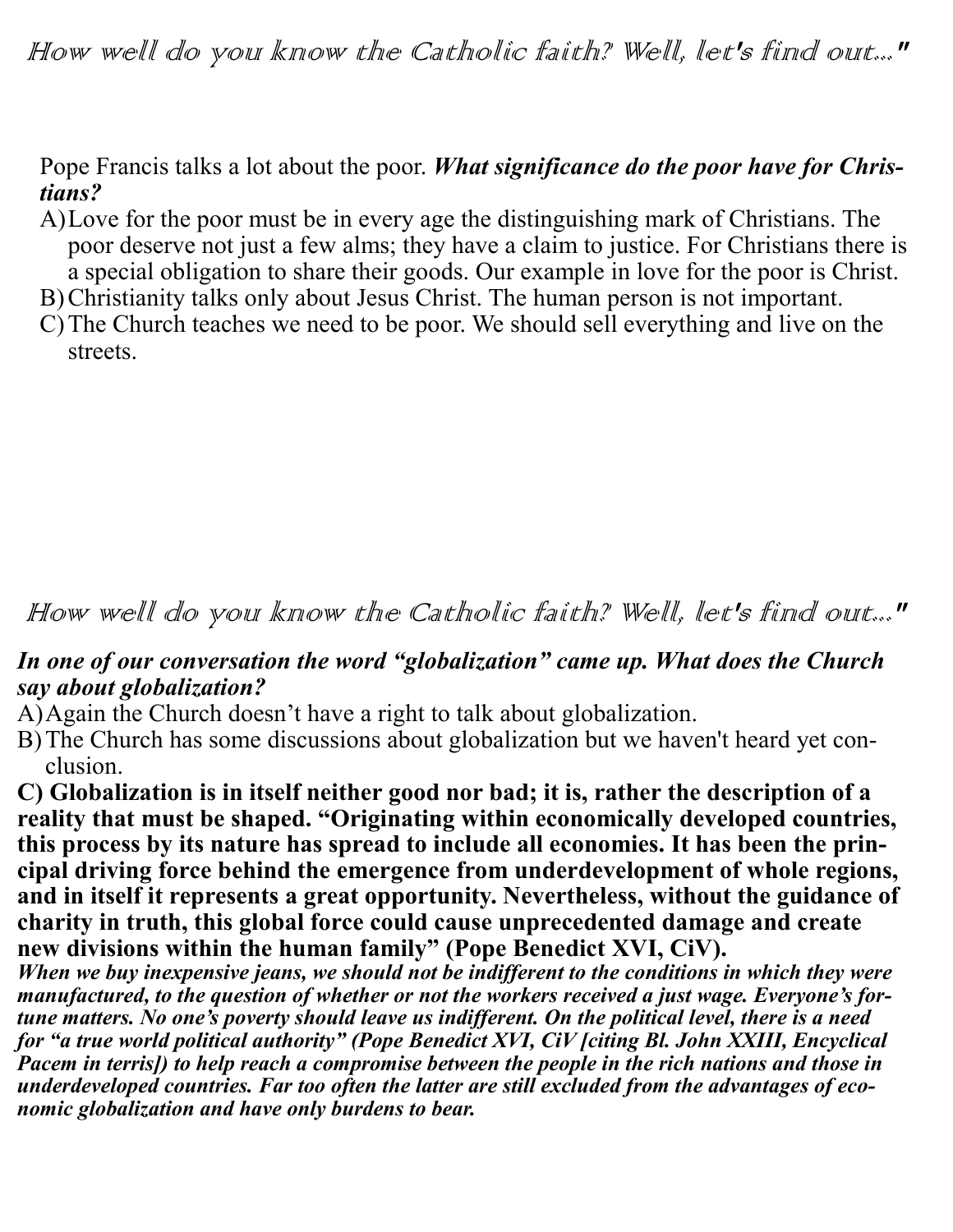*How well do you know the Catholic faith? Well, let's find out..."*

Pope Francis talks a lot about the poor. ***What significance do the poor have for Christians?***

A) Love for the poor must be in every age the distinguishing mark of Christians. The poor deserve not just a few alms; they have a claim to justice. For Christians there is a special obligation to share their goods. Our example in love for the poor is Christ.
B) Christianity talks only about Jesus Christ. The human person is not important.
C) The Church teaches we need to be poor. We should sell everything and live on the streets.

*How well do you know the Catholic faith? Well, let's find out..."*

***In one of our conversation the word "globalization" came up. What does the Church say about globalization?***

A) Again the Church doesn't have a right to talk about globalization.
B) The Church has some discussions about globalization but we haven't heard yet conclusion.
**C) Globalization is in itself neither good nor bad; it is, rather the description of a reality that must be shaped. "Originating within economically developed countries, this process by its nature has spread to include all economies. It has been the principal driving force behind the emergence from underdevelopment of whole regions, and in itself it represents a great opportunity. Nevertheless, without the guidance of charity in truth, this global force could cause unprecedented damage and create new divisions within the human family" (Pope Benedict XVI, CiV).**

***When we buy inexpensive jeans, we should not be indifferent to the conditions in which they were manufactured, to the question of whether or not the workers received a just wage. Everyone's fortune matters. No one's poverty should leave us indifferent. On the political level, there is a need for "a true world political authority" (Pope Benedict XVI, CiV [citing Bl. John XXIII, Encyclical Pacem in terris]) to help reach a compromise between the people in the rich nations and those in underdeveloped countries. Far too often the latter are still excluded from the advantages of economic globalization and have only burdens to bear.***